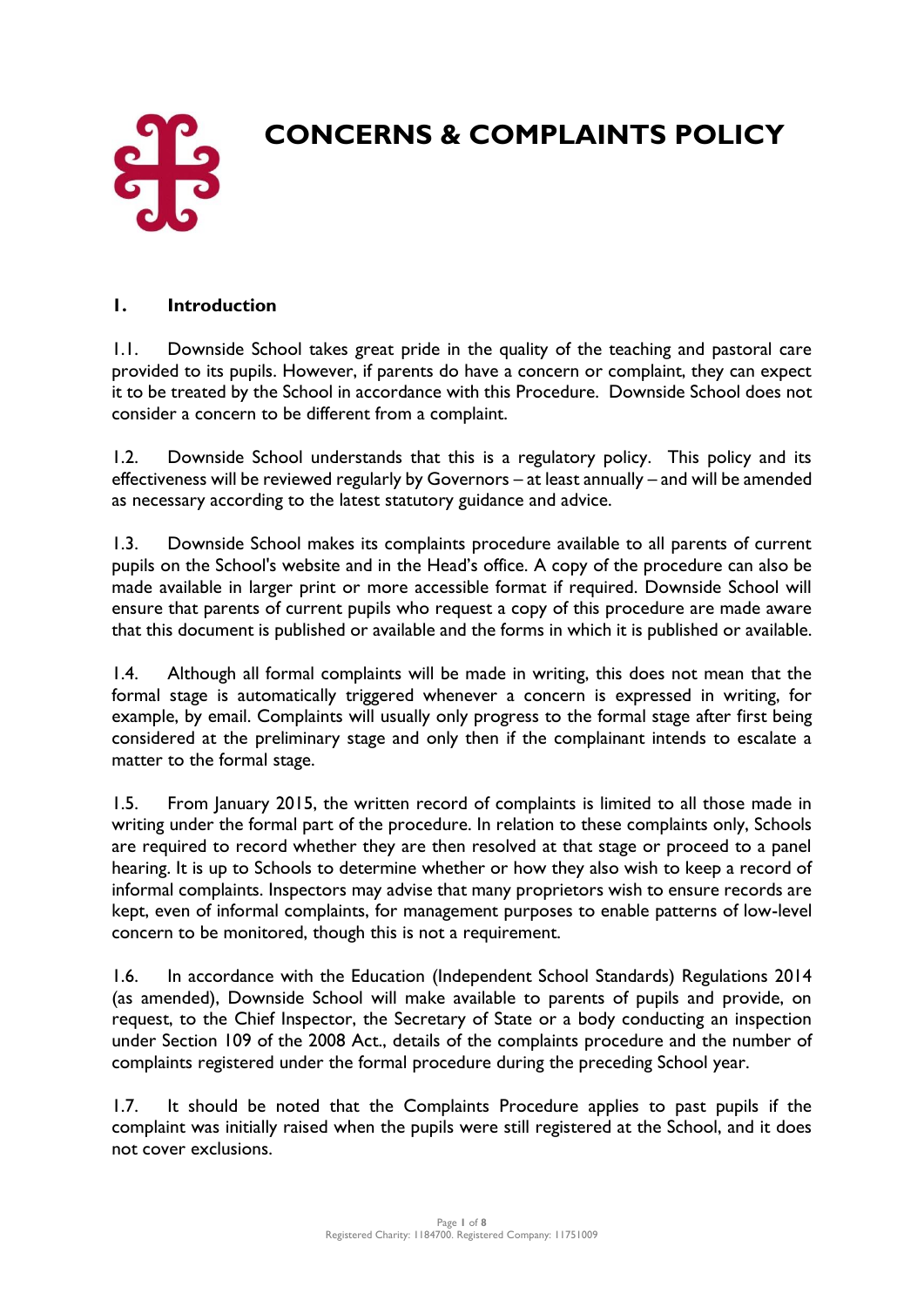# CONCERNS & COMPLAINTS POLICY

## 1. Introduction

1.1. Downside School takes great pride in the quality of the teaching and pastoral care provided to its pupils. However, if parents do have a concern or complaint, they can expect it to be treated by the School in accordance with this Procedure. Downside School does not consider a concern to be different from a complaint.

1.2. Downside School understands that this is a regulatory policy. This policy and its effectiveness will be reviewed regularly by Governors – at least annually – and will be amended as necessary according to the latest statutory guidance and advice.

1.3. Downside School makes its complaints procedure available to all parents of current pupils on the School's website and in the Head's office. A copy of the procedure can also be made available in larger print or more accessible format if required. Downside School will ensure that parents of current pupils who request a copy of this procedure are made aware that this document is published or available and the forms in which it is published or available.

1.4. Although all formal complaints will be made in writing, this does not mean that the formal stage is automatically triggered whenever a concern is expressed in writing, for example, by email. Complaints will usually only progress to the formal stage after first being considered at the preliminary stage and only then if the complainant intends to escalate a matter to the formal stage.

1.5. From January 2015, the written record of complaints is limited to all those made in writing under the formal part of the procedure. In relation to these complaints only, Schools are required to record whether they are then resolved at that stage or proceed to a panel hearing. It is up to Schools to determine whether or how they also wish to keep a record of informal complaints. Inspectors may advise that many proprietors wish to ensure records are kept, even of informal complaints, for management purposes to enable patterns of low-level concern to be monitored, though this is not a requirement.

1.6. In accordance with the Education (Independent School Standards) Regulations 2014 (as amended), Downside School will make available to parents of pupils and provide, on request, to the Chief Inspector, the Secretary of State or a body conducting an inspection under Section 109 of the 2008 Act., details of the complaints procedure and the number of complaints registered under the formal procedure during the preceding School year.

1.7. It should be noted that the Complaints Procedure applies to past pupils if the complaint was initially raised when the pupils were still registered at the School, and it does not cover exclusions.

Registered Charity: 1184700. Registered Company: 11751009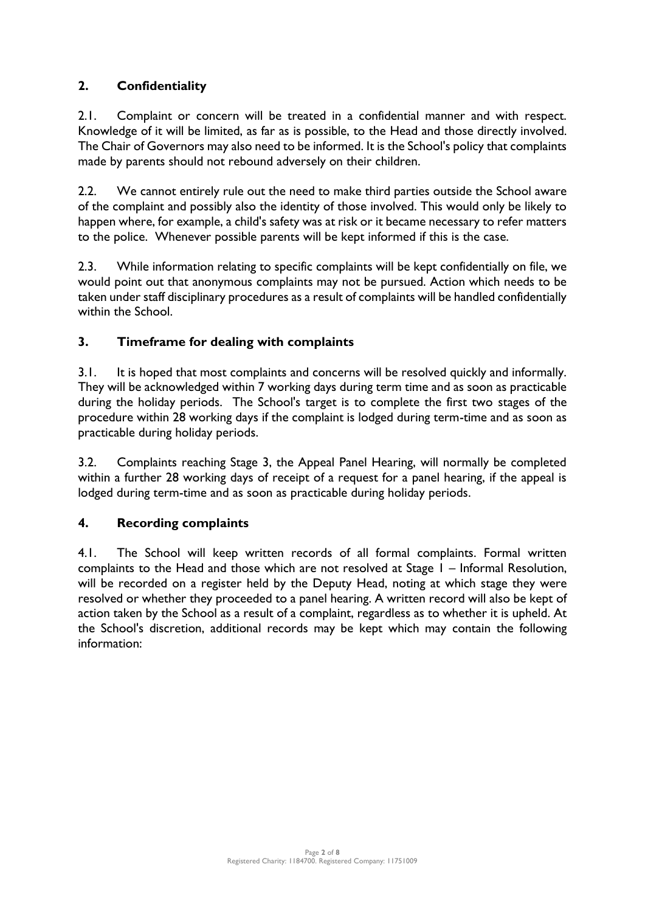## 2. Confidentiality

2.1. Complaint or concern will be treated in a confidential manner and with respect. Knowledge of it will be limited, as far as is possible, to the Head and those directly involved. The Chair of Governors may also need to be informed. It is the School's policy that complaints made by parents should not rebound adversely on their children.

2.2. We cannot entirely rule out the need to make third parties outside the School aware of the complaint and possibly also the identity of those involved. This would only be likely to happen where, for example, a child's safety was at risk or it became necessary to refer matters to the police. Whenever possible parents will be kept informed if this is the case.

2.3. While information relating to specific complaints will be kept confidentially on file, we would point out that anonymous complaints may not be pursued. Action which needs to be taken under staff disciplinary procedures as a result of complaints will be handled confidentially within the School.

## 3. Timeframe for dealing with complaints

3.1. It is hoped that most complaints and concerns will be resolved quickly and informally. They will be acknowledged within 7 working days during term time and as soon as practicable during the holiday periods. The School's target is to complete the first two stages of the procedure within 28 working days if the complaint is lodged during term-time and as soon as practicable during holiday periods.

3.2. Complaints reaching Stage 3, the Appeal Panel Hearing, will normally be completed within a further 28 working days of receipt of a request for a panel hearing, if the appeal is lodged during term-time and as soon as practicable during holiday periods.

## 4. Recording complaints

4.1. The School will keep written records of all formal complaints. Formal written complaints to the Head and those which are not resolved at Stage 1 – Informal Resolution, will be recorded on a register held by the Deputy Head, noting at which stage they were resolved or whether they proceeded to a panel hearing. A written record will also be kept of action taken by the School as a result of a complaint, regardless as to whether it is upheld. At the School's discretion, additional records may be kept which may contain the following information: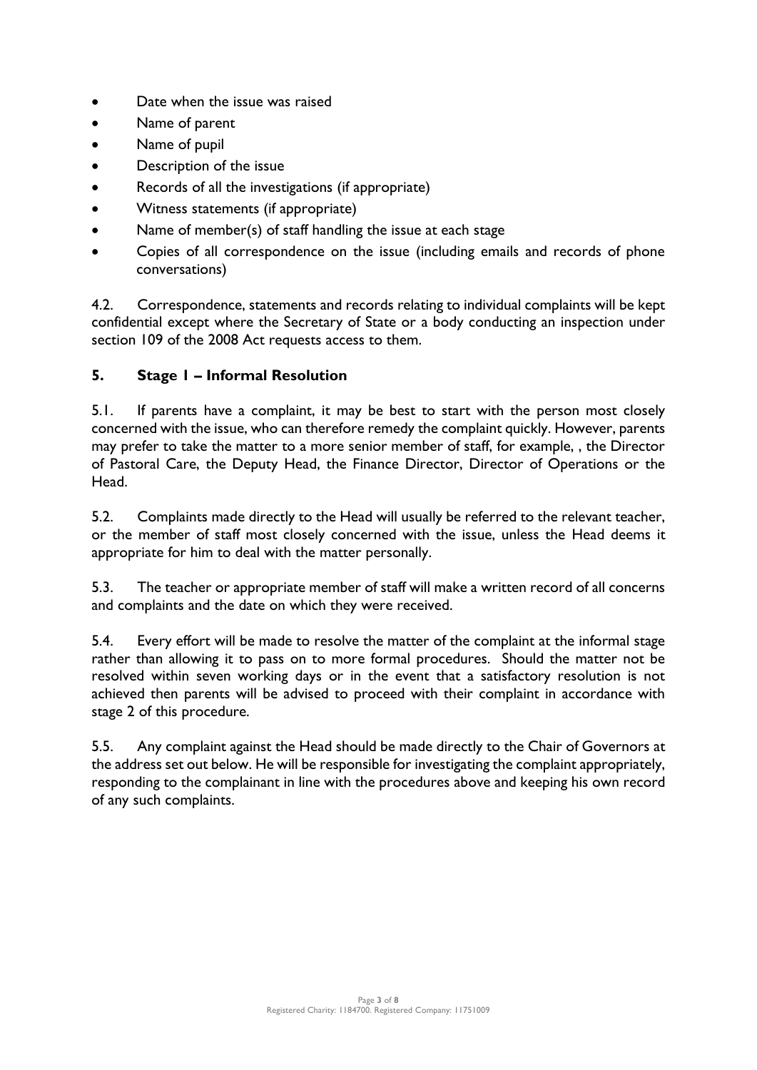- Date when the issue was raised
- Name of parent
- Name of pupil
- Description of the issue
- Records of all the investigations (if appropriate)
- Witness statements (if appropriate)
- Name of member(s) of staff handling the issue at each stage
- Copies of all correspondence on the issue (including emails and records of phone conversations)

4.2. Correspondence, statements and records relating to individual complaints will be kept confidential except where the Secretary of State or a body conducting an inspection under section 109 of the 2008 Act requests access to them.

## 5. Stage 1 – Informal Resolution

5.1. If parents have a complaint, it may be best to start with the person most closely concerned with the issue, who can therefore remedy the complaint quickly. However, parents may prefer to take the matter to a more senior member of staff, for example, , the Director of Pastoral Care, the Deputy Head, the Finance Director, Director of Operations or the Head.

5.2. Complaints made directly to the Head will usually be referred to the relevant teacher, or the member of staff most closely concerned with the issue, unless the Head deems it appropriate for him to deal with the matter personally.

5.3. The teacher or appropriate member of staff will make a written record of all concerns and complaints and the date on which they were received.

5.4. Every effort will be made to resolve the matter of the complaint at the informal stage rather than allowing it to pass on to more formal procedures. Should the matter not be resolved within seven working days or in the event that a satisfactory resolution is not achieved then parents will be advised to proceed with their complaint in accordance with stage 2 of this procedure.

5.5. Any complaint against the Head should be made directly to the Chair of Governors at the address set out below. He will be responsible for investigating the complaint appropriately, responding to the complainant in line with the procedures above and keeping his own record of any such complaints.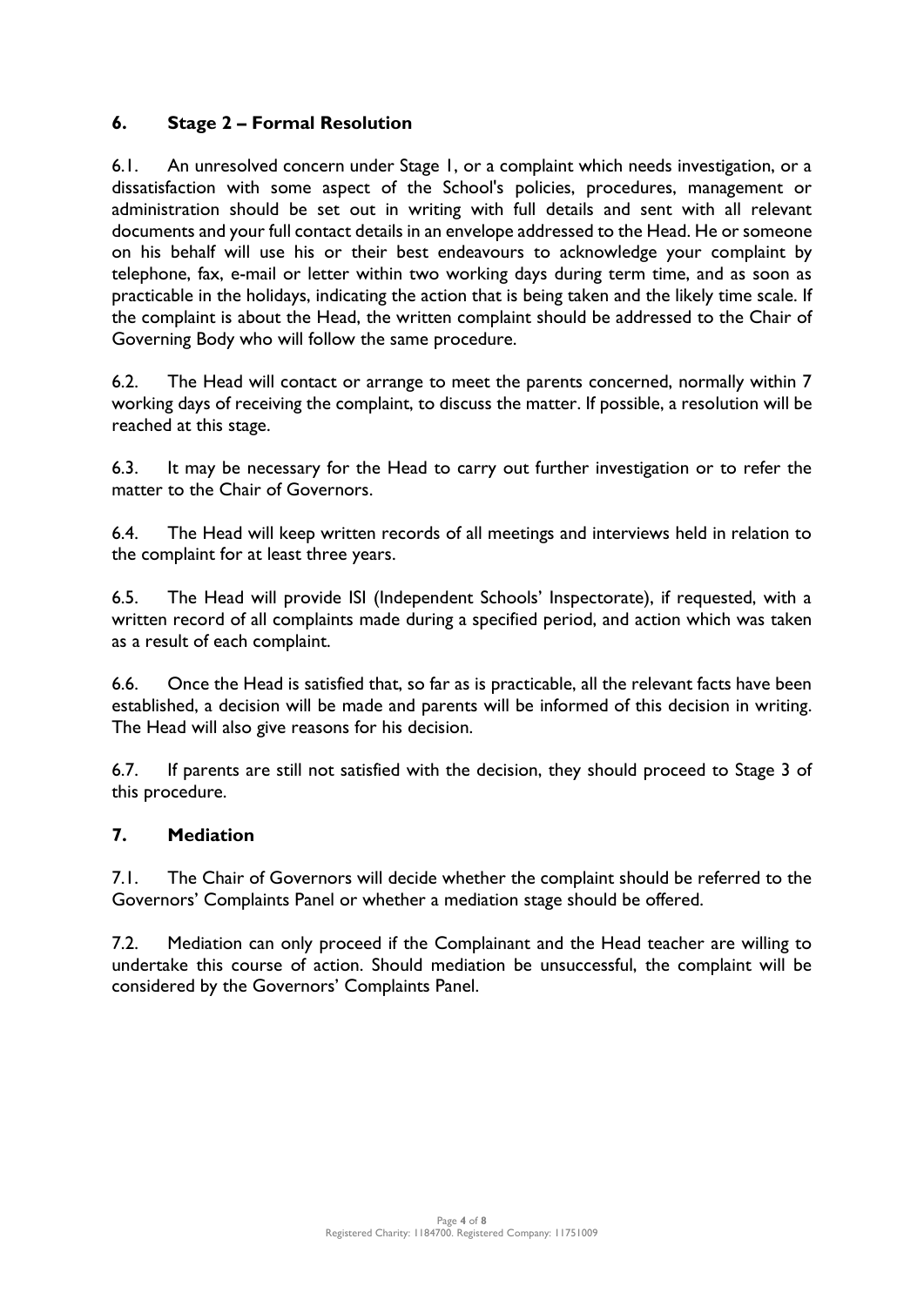## 6. Stage 2 – Formal Resolution

6.1. An unresolved concern under Stage 1, or a complaint which needs investigation, or a dissatisfaction with some aspect of the School's policies, procedures, management or administration should be set out in writing with full details and sent with all relevant documents and your full contact details in an envelope addressed to the Head. He or someone on his behalf will use his or their best endeavours to acknowledge your complaint by telephone, fax, e-mail or letter within two working days during term time, and as soon as practicable in the holidays, indicating the action that is being taken and the likely time scale. If the complaint is about the Head, the written complaint should be addressed to the Chair of Governing Body who will follow the same procedure.

6.2. The Head will contact or arrange to meet the parents concerned, normally within 7 working days of receiving the complaint, to discuss the matter. If possible, a resolution will be reached at this stage.

6.3. It may be necessary for the Head to carry out further investigation or to refer the matter to the Chair of Governors.

6.4. The Head will keep written records of all meetings and interviews held in relation to the complaint for at least three years.

6.5. The Head will provide ISI (Independent Schools' Inspectorate), if requested, with a written record of all complaints made during a specified period, and action which was taken as a result of each complaint.

6.6. Once the Head is satisfied that, so far as is practicable, all the relevant facts have been established, a decision will be made and parents will be informed of this decision in writing. The Head will also give reasons for his decision.

6.7. If parents are still not satisfied with the decision, they should proceed to Stage 3 of this procedure.

## 7. Mediation

7.1. The Chair of Governors will decide whether the complaint should be referred to the Governors' Complaints Panel or whether a mediation stage should be offered.

7.2. Mediation can only proceed if the Complainant and the Head teacher are willing to undertake this course of action. Should mediation be unsuccessful, the complaint will be considered by the Governors' Complaints Panel.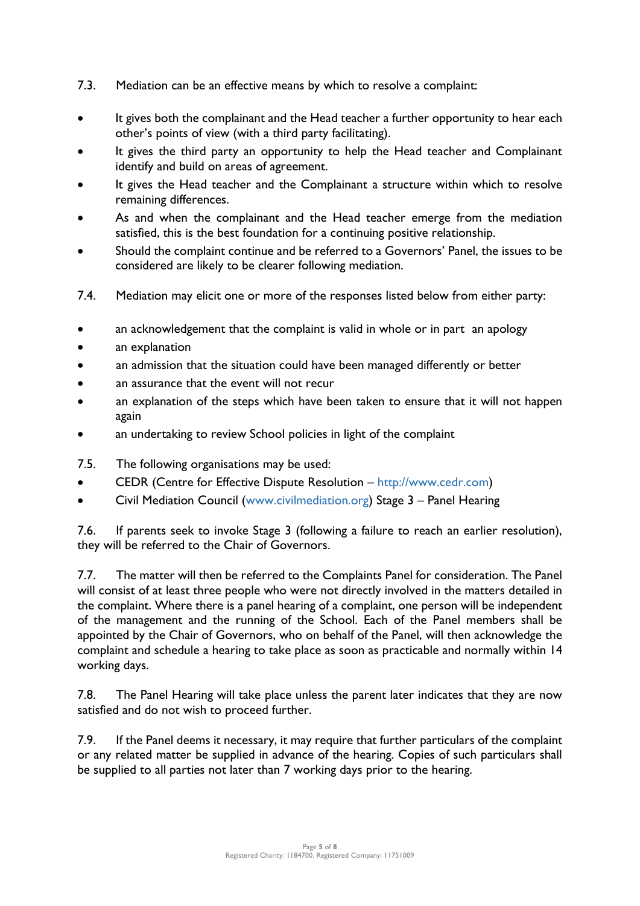7.3. Mediation can be an effective means by which to resolve a complaint:

- It gives both the complainant and the Head teacher a further opportunity to hear each other's points of view (with a third party facilitating).
- It gives the third party an opportunity to help the Head teacher and Complainant identify and build on areas of agreement.
- It gives the Head teacher and the Complainant a structure within which to resolve remaining differences.
- As and when the complainant and the Head teacher emerge from the mediation satisfied, this is the best foundation for a continuing positive relationship.
- Should the complaint continue and be referred to a Governors' Panel, the issues to be considered are likely to be clearer following mediation.

7.4. Mediation may elicit one or more of the responses listed below from either party:

- an acknowledgement that the complaint is valid in whole or in part an apology
- an explanation
- an admission that the situation could have been managed differently or better
- an assurance that the event will not recur
- an explanation of the steps which have been taken to ensure that it will not happen again
- an undertaking to review School policies in light of the complaint

7.5. The following organisations may be used:

- CEDR (Centre for Effective Dispute Resolution – http://www.cedr.com)
- Civil Mediation Council (www.civilmediation.org) Stage 3 – Panel Hearing

7.6. If parents seek to invoke Stage 3 (following a failure to reach an earlier resolution), they will be referred to the Chair of Governors.

7.7. The matter will then be referred to the Complaints Panel for consideration. The Panel will consist of at least three people who were not directly involved in the matters detailed in the complaint. Where there is a panel hearing of a complaint, one person will be independent of the management and the running of the School. Each of the Panel members shall be appointed by the Chair of Governors, who on behalf of the Panel, will then acknowledge the complaint and schedule a hearing to take place as soon as practicable and normally within 14 working days.

7.8. The Panel Hearing will take place unless the parent later indicates that they are now satisfied and do not wish to proceed further.

7.9. If the Panel deems it necessary, it may require that further particulars of the complaint or any related matter be supplied in advance of the hearing. Copies of such particulars shall be supplied to all parties not later than 7 working days prior to the hearing.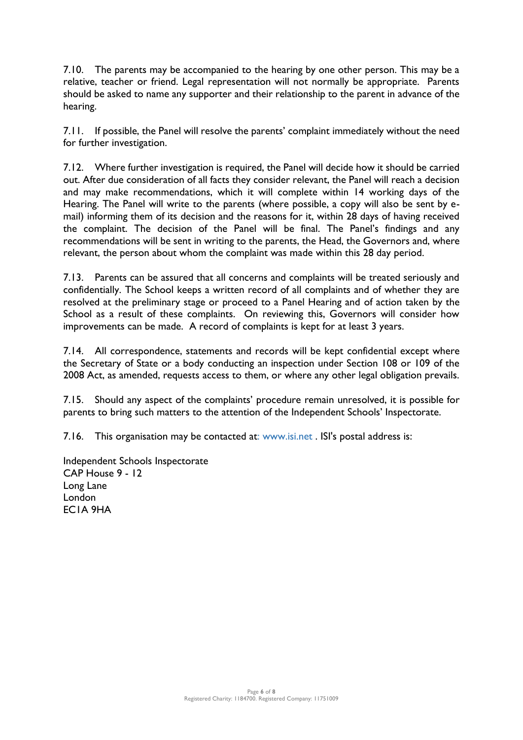7.10. The parents may be accompanied to the hearing by one other person. This may be a relative, teacher or friend. Legal representation will not normally be appropriate. Parents should be asked to name any supporter and their relationship to the parent in advance of the hearing.

7.11. If possible, the Panel will resolve the parents' complaint immediately without the need for further investigation.

7.12. Where further investigation is required, the Panel will decide how it should be carried out. After due consideration of all facts they consider relevant, the Panel will reach a decision and may make recommendations, which it will complete within 14 working days of the Hearing. The Panel will write to the parents (where possible, a copy will also be sent by e-mail) informing them of its decision and the reasons for it, within 28 days of having received the complaint. The decision of the Panel will be final. The Panel's findings and any recommendations will be sent in writing to the parents, the Head, the Governors and, where relevant, the person about whom the complaint was made within this 28 day period.

7.13. Parents can be assured that all concerns and complaints will be treated seriously and confidentially. The School keeps a written record of all complaints and of whether they are resolved at the preliminary stage or proceed to a Panel Hearing and of action taken by the School as a result of these complaints. On reviewing this, Governors will consider how improvements can be made. A record of complaints is kept for at least 3 years.

7.14. All correspondence, statements and records will be kept confidential except where the Secretary of State or a body conducting an inspection under Section 108 or 109 of the 2008 Act, as amended, requests access to them, or where any other legal obligation prevails.

7.15. Should any aspect of the complaints' procedure remain unresolved, it is possible for parents to bring such matters to the attention of the Independent Schools' Inspectorate.

7.16. This organisation may be contacted at: www.isi.net . ISI's postal address is:

Independent Schools Inspectorate
CAP House 9 - 12
Long Lane
London
EC1A 9HA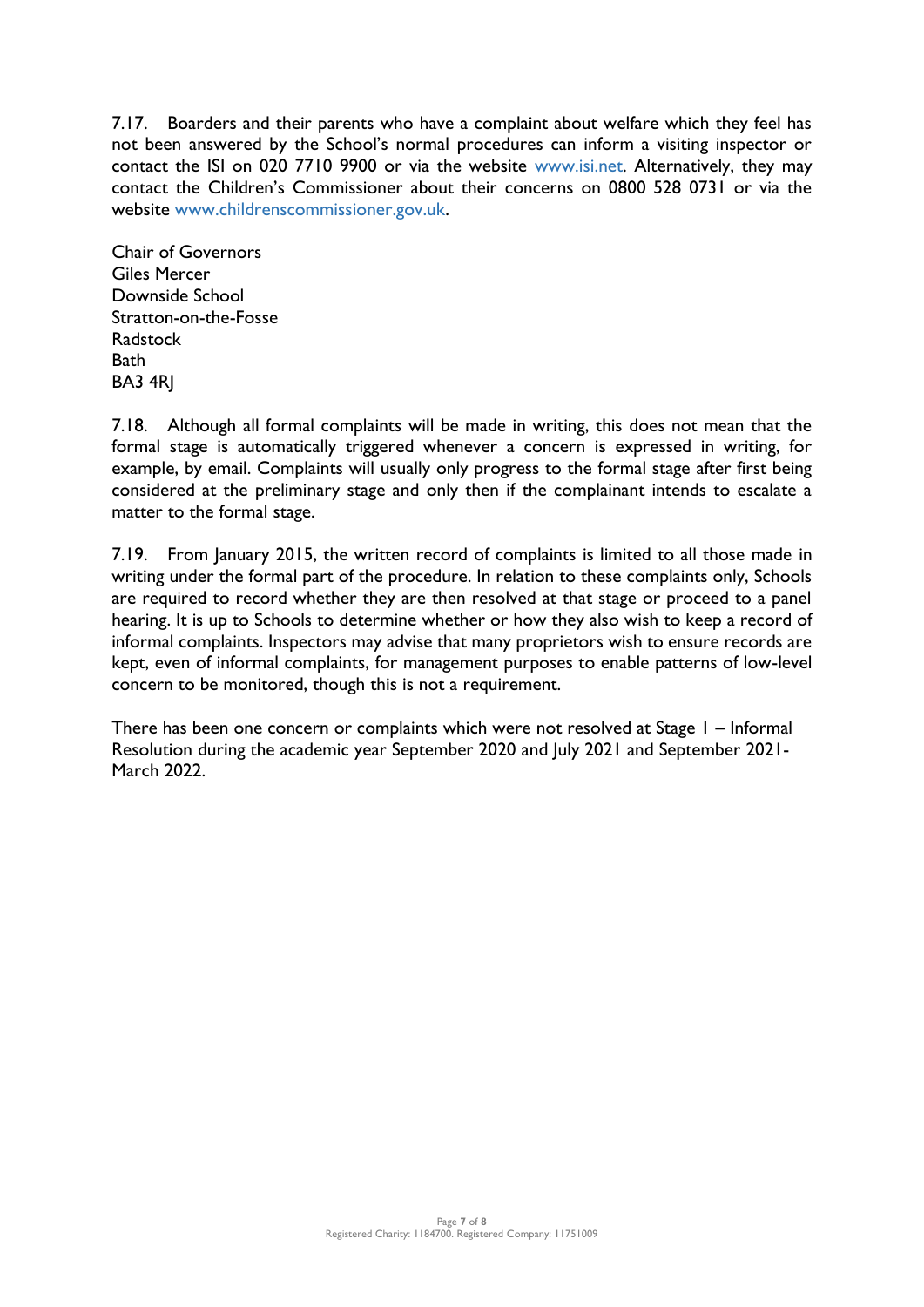7.17. Boarders and their parents who have a complaint about welfare which they feel has not been answered by the School's normal procedures can inform a visiting inspector or contact the ISI on 020 7710 9900 or via the website www.isi.net. Alternatively, they may contact the Children's Commissioner about their concerns on 0800 528 0731 or via the website www.childrenscommissioner.gov.uk.

Chair of Governors
Giles Mercer
Downside School
Stratton-on-the-Fosse
Radstock
Bath
BA3 4RJ

7.18. Although all formal complaints will be made in writing, this does not mean that the formal stage is automatically triggered whenever a concern is expressed in writing, for example, by email. Complaints will usually only progress to the formal stage after first being considered at the preliminary stage and only then if the complainant intends to escalate a matter to the formal stage.

7.19. From January 2015, the written record of complaints is limited to all those made in writing under the formal part of the procedure. In relation to these complaints only, Schools are required to record whether they are then resolved at that stage or proceed to a panel hearing. It is up to Schools to determine whether or how they also wish to keep a record of informal complaints. Inspectors may advise that many proprietors wish to ensure records are kept, even of informal complaints, for management purposes to enable patterns of low-level concern to be monitored, though this is not a requirement.

There has been one concern or complaints which were not resolved at Stage 1 – Informal Resolution during the academic year September 2020 and July 2021 and September 2021-March 2022.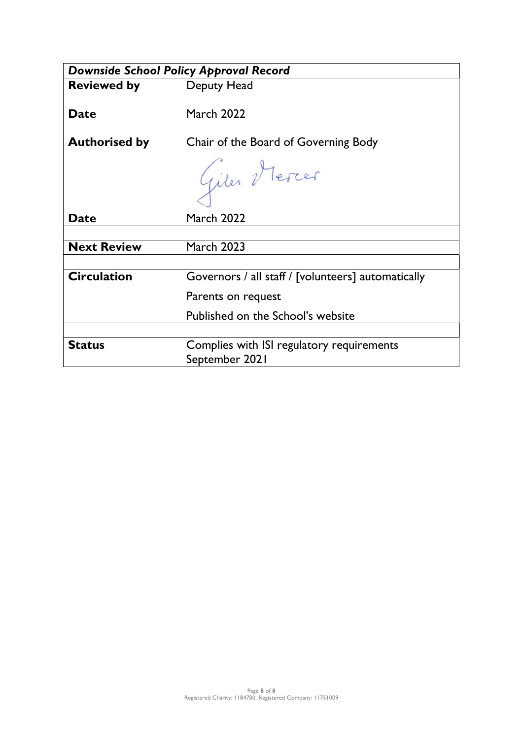| *Downside School Policy Approval Record* | |
|---|---|
| **Reviewed by** | Deputy Head |
| **Date** | March 2022 |
| **Authorised by** | Chair of the Board of Governing Body |
| | Giles Mercer |
| **Date** | March 2022 |
| | |
| **Next Review** | March 2023 |
| | |
| **Circulation** | Governors / all staff / [volunteers] automatically<br>Parents on request<br>Published on the School's website |
| | |
| **Status** | Complies with ISI regulatory requirements September 2021 |

Registered Charity: 1184700. Registered Company: 11751009